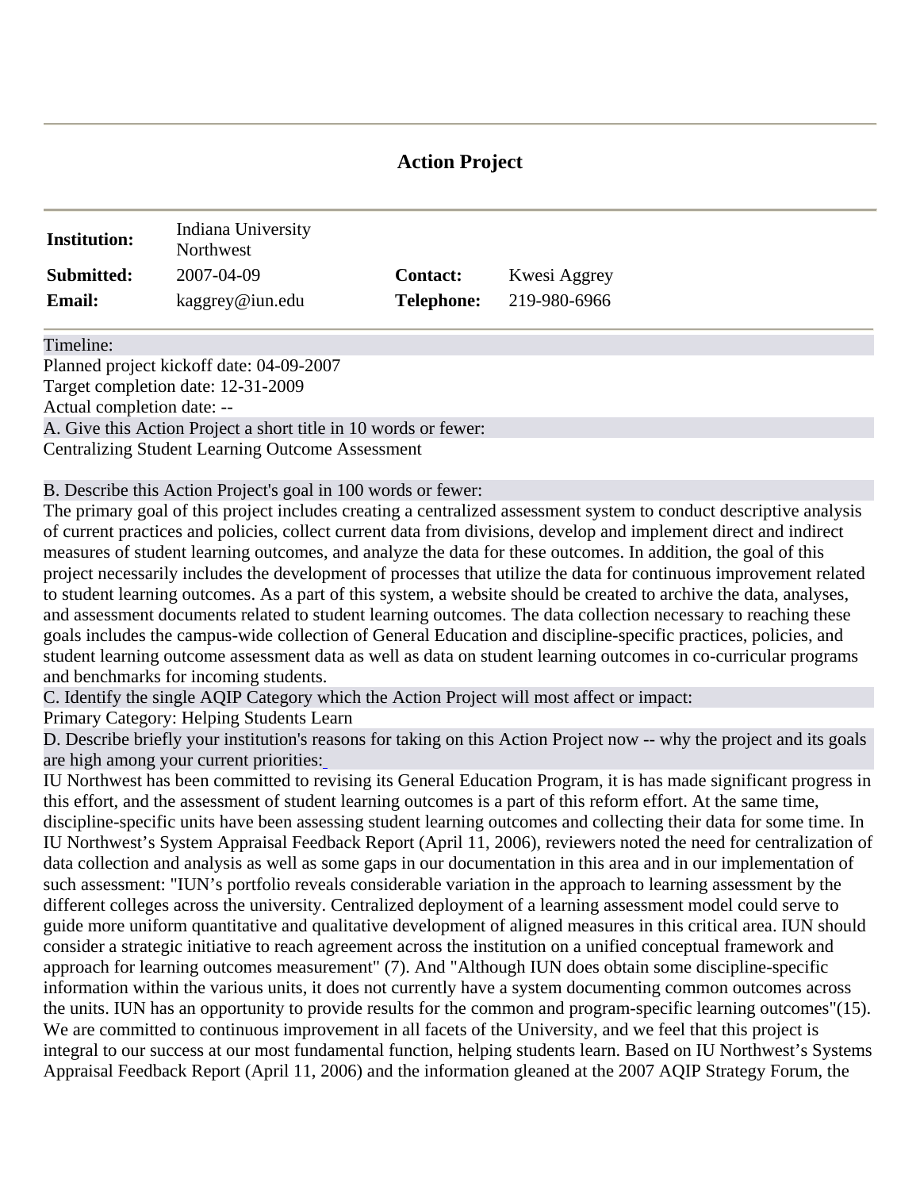# Action Project

| **Institution:** | Indiana University Northwest | | |
|---|---|---|---|
| **Submitted:** | 2007-04-09 | **Contact:** | Kwesi Aggrey |
| **Email:** | kaggrey@iun.edu | **Telephone:** | 219-980-6966 |

Timeline:

Planned project kickoff date: 04-09-2007

Target completion date: 12-31-2009

Actual completion date: --

A. Give this Action Project a short title in 10 words or fewer:

Centralizing Student Learning Outcome Assessment

B. Describe this Action Project's goal in 100 words or fewer:

The primary goal of this project includes creating a centralized assessment system to conduct descriptive analysis of current practices and policies, collect current data from divisions, develop and implement direct and indirect measures of student learning outcomes, and analyze the data for these outcomes. In addition, the goal of this project necessarily includes the development of processes that utilize the data for continuous improvement related to student learning outcomes. As a part of this system, a website should be created to archive the data, analyses, and assessment documents related to student learning outcomes. The data collection necessary to reaching these goals includes the campus-wide collection of General Education and discipline-specific practices, policies, and student learning outcome assessment data as well as data on student learning outcomes in co-curricular programs and benchmarks for incoming students.

C. Identify the single AQIP Category which the Action Project will most affect or impact:

Primary Category: Helping Students Learn

D. Describe briefly your institution's reasons for taking on this Action Project now -- why the project and its goals are high among your current priorities:

IU Northwest has been committed to revising its General Education Program, it is has made significant progress in this effort, and the assessment of student learning outcomes is a part of this reform effort. At the same time, discipline-specific units have been assessing student learning outcomes and collecting their data for some time. In IU Northwest's System Appraisal Feedback Report (April 11, 2006), reviewers noted the need for centralization of data collection and analysis as well as some gaps in our documentation in this area and in our implementation of such assessment: "IUN's portfolio reveals considerable variation in the approach to learning assessment by the different colleges across the university. Centralized deployment of a learning assessment model could serve to guide more uniform quantitative and qualitative development of aligned measures in this critical area. IUN should consider a strategic initiative to reach agreement across the institution on a unified conceptual framework and approach for learning outcomes measurement" (7). And "Although IUN does obtain some discipline-specific information within the various units, it does not currently have a system documenting common outcomes across the units. IUN has an opportunity to provide results for the common and program-specific learning outcomes"(15). We are committed to continuous improvement in all facets of the University, and we feel that this project is integral to our success at our most fundamental function, helping students learn. Based on IU Northwest's Systems Appraisal Feedback Report (April 11, 2006) and the information gleaned at the 2007 AQIP Strategy Forum, the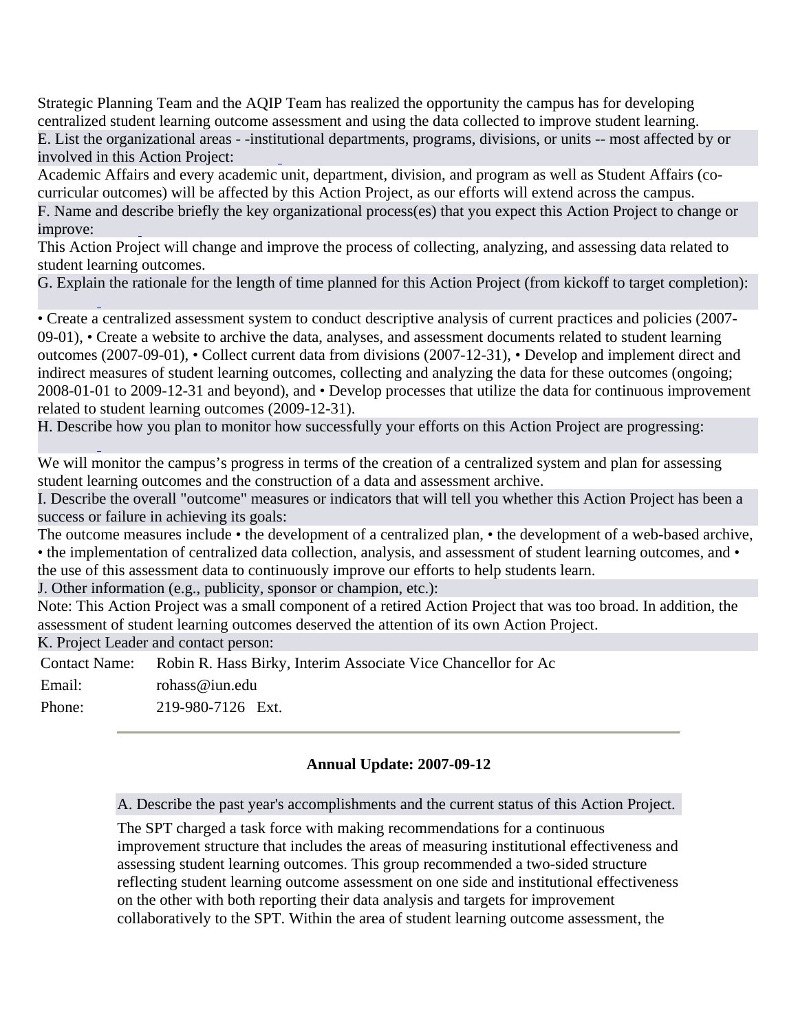Strategic Planning Team and the AQIP Team has realized the opportunity the campus has for developing centralized student learning outcome assessment and using the data collected to improve student learning.

E. List the organizational areas - -institutional departments, programs, divisions, or units -- most affected by or involved in this Action Project:

Academic Affairs and every academic unit, department, division, and program as well as Student Affairs (co-curricular outcomes) will be affected by this Action Project, as our efforts will extend across the campus.

F. Name and describe briefly the key organizational process(es) that you expect this Action Project to change or improve:

This Action Project will change and improve the process of collecting, analyzing, and assessing data related to student learning outcomes.

G. Explain the rationale for the length of time planned for this Action Project (from kickoff to target completion):

• Create a centralized assessment system to conduct descriptive analysis of current practices and policies (2007-09-01), • Create a website to archive the data, analyses, and assessment documents related to student learning outcomes (2007-09-01), • Collect current data from divisions (2007-12-31), • Develop and implement direct and indirect measures of student learning outcomes, collecting and analyzing the data for these outcomes (ongoing; 2008-01-01 to 2009-12-31 and beyond), and • Develop processes that utilize the data for continuous improvement related to student learning outcomes (2009-12-31).

H. Describe how you plan to monitor how successfully your efforts on this Action Project are progressing:

We will monitor the campus's progress in terms of the creation of a centralized system and plan for assessing student learning outcomes and the construction of a data and assessment archive.

I. Describe the overall "outcome" measures or indicators that will tell you whether this Action Project has been a success or failure in achieving its goals:

The outcome measures include • the development of a centralized plan, • the development of a web-based archive, • the implementation of centralized data collection, analysis, and assessment of student learning outcomes, and • the use of this assessment data to continuously improve our efforts to help students learn.

J. Other information (e.g., publicity, sponsor or champion, etc.):

Note: This Action Project was a small component of a retired Action Project that was too broad. In addition, the assessment of student learning outcomes deserved the attention of its own Action Project.

K. Project Leader and contact person:

| | |
|---|---|
| Contact Name: | Robin R. Hass Birky, Interim Associate Vice Chancellor for Ac |
| Email: | rohass@iun.edu |
| Phone: | 219-980-7126 Ext. |

---

**Annual Update: 2007-09-12**

A. Describe the past year's accomplishments and the current status of this Action Project.

The SPT charged a task force with making recommendations for a continuous improvement structure that includes the areas of measuring institutional effectiveness and assessing student learning outcomes. This group recommended a two-sided structure reflecting student learning outcome assessment on one side and institutional effectiveness on the other with both reporting their data analysis and targets for improvement collaboratively to the SPT. Within the area of student learning outcome assessment, the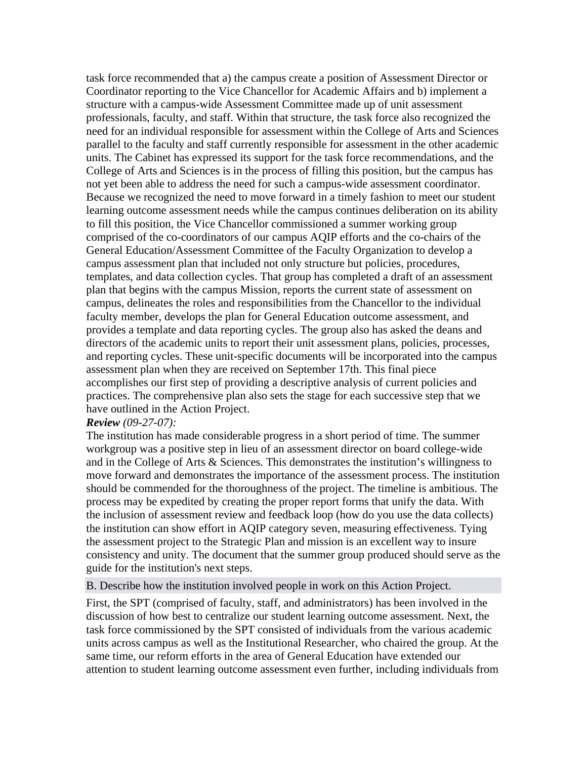task force recommended that a) the campus create a position of Assessment Director or Coordinator reporting to the Vice Chancellor for Academic Affairs and b) implement a structure with a campus-wide Assessment Committee made up of unit assessment professionals, faculty, and staff. Within that structure, the task force also recognized the need for an individual responsible for assessment within the College of Arts and Sciences parallel to the faculty and staff currently responsible for assessment in the other academic units. The Cabinet has expressed its support for the task force recommendations, and the College of Arts and Sciences is in the process of filling this position, but the campus has not yet been able to address the need for such a campus-wide assessment coordinator. Because we recognized the need to move forward in a timely fashion to meet our student learning outcome assessment needs while the campus continues deliberation on its ability to fill this position, the Vice Chancellor commissioned a summer working group comprised of the co-coordinators of our campus AQIP efforts and the co-chairs of the General Education/Assessment Committee of the Faculty Organization to develop a campus assessment plan that included not only structure but policies, procedures, templates, and data collection cycles. That group has completed a draft of an assessment plan that begins with the campus Mission, reports the current state of assessment on campus, delineates the roles and responsibilities from the Chancellor to the individual faculty member, develops the plan for General Education outcome assessment, and provides a template and data reporting cycles. The group also has asked the deans and directors of the academic units to report their unit assessment plans, policies, processes, and reporting cycles. These unit-specific documents will be incorporated into the campus assessment plan when they are received on September 17th. This final piece accomplishes our first step of providing a descriptive analysis of current policies and practices. The comprehensive plan also sets the stage for each successive step that we have outlined in the Action Project.

***Review*** *(09-27-07):*

The institution has made considerable progress in a short period of time. The summer workgroup was a positive step in lieu of an assessment director on board college-wide and in the College of Arts & Sciences. This demonstrates the institution's willingness to move forward and demonstrates the importance of the assessment process. The institution should be commended for the thoroughness of the project. The timeline is ambitious. The process may be expedited by creating the proper report forms that unify the data. With the inclusion of assessment review and feedback loop (how do you use the data collects) the institution can show effort in AQIP category seven, measuring effectiveness. Tying the assessment project to the Strategic Plan and mission is an excellent way to insure consistency and unity. The document that the summer group produced should serve as the guide for the institution's next steps.

B. Describe how the institution involved people in work on this Action Project.

First, the SPT (comprised of faculty, staff, and administrators) has been involved in the discussion of how best to centralize our student learning outcome assessment. Next, the task force commissioned by the SPT consisted of individuals from the various academic units across campus as well as the Institutional Researcher, who chaired the group. At the same time, our reform efforts in the area of General Education have extended our attention to student learning outcome assessment even further, including individuals from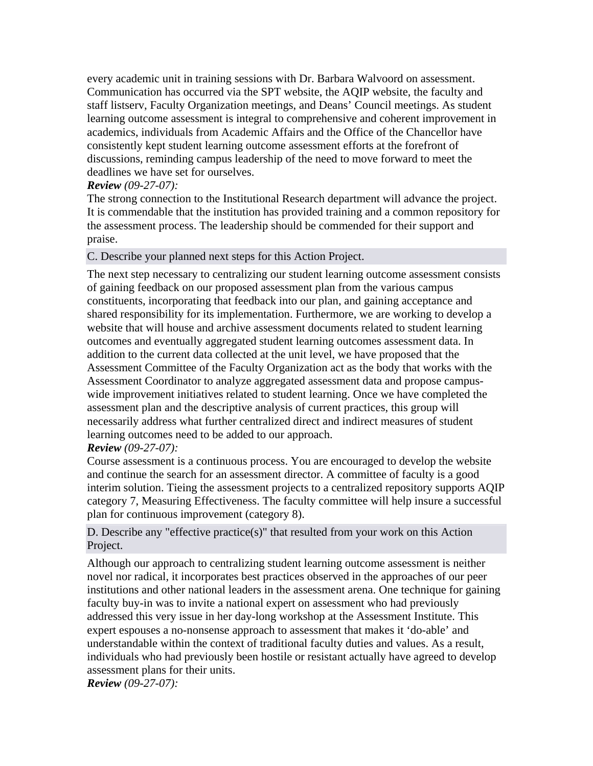every academic unit in training sessions with Dr. Barbara Walvoord on assessment. Communication has occurred via the SPT website, the AQIP website, the faculty and staff listserv, Faculty Organization meetings, and Deans' Council meetings. As student learning outcome assessment is integral to comprehensive and coherent improvement in academics, individuals from Academic Affairs and the Office of the Chancellor have consistently kept student learning outcome assessment efforts at the forefront of discussions, reminding campus leadership of the need to move forward to meet the deadlines we have set for ourselves.

***Review*** *(09-27-07):*

The strong connection to the Institutional Research department will advance the project. It is commendable that the institution has provided training and a common repository for the assessment process. The leadership should be commended for their support and praise.

### C. Describe your planned next steps for this Action Project.

The next step necessary to centralizing our student learning outcome assessment consists of gaining feedback on our proposed assessment plan from the various campus constituents, incorporating that feedback into our plan, and gaining acceptance and shared responsibility for its implementation. Furthermore, we are working to develop a website that will house and archive assessment documents related to student learning outcomes and eventually aggregated student learning outcomes assessment data. In addition to the current data collected at the unit level, we have proposed that the Assessment Committee of the Faculty Organization act as the body that works with the Assessment Coordinator to analyze aggregated assessment data and propose campus-wide improvement initiatives related to student learning. Once we have completed the assessment plan and the descriptive analysis of current practices, this group will necessarily address what further centralized direct and indirect measures of student learning outcomes need to be added to our approach.

***Review*** *(09-27-07):*

Course assessment is a continuous process. You are encouraged to develop the website and continue the search for an assessment director. A committee of faculty is a good interim solution. Tieing the assessment projects to a centralized repository supports AQIP category 7, Measuring Effectiveness. The faculty committee will help insure a successful plan for continuous improvement (category 8).

### D. Describe any "effective practice(s)" that resulted from your work on this Action Project.

Although our approach to centralizing student learning outcome assessment is neither novel nor radical, it incorporates best practices observed in the approaches of our peer institutions and other national leaders in the assessment arena. One technique for gaining faculty buy-in was to invite a national expert on assessment who had previously addressed this very issue in her day-long workshop at the Assessment Institute. This expert espouses a no-nonsense approach to assessment that makes it 'do-able' and understandable within the context of traditional faculty duties and values. As a result, individuals who had previously been hostile or resistant actually have agreed to develop assessment plans for their units.

***Review*** *(09-27-07):*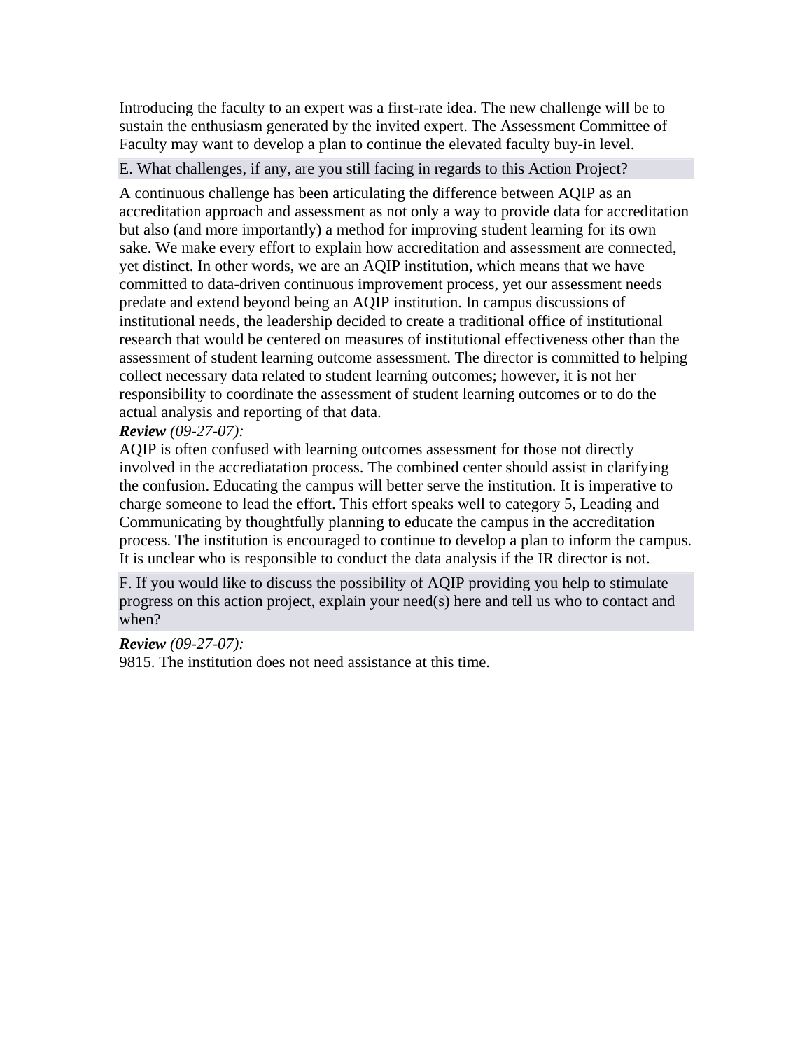Introducing the faculty to an expert was a first-rate idea. The new challenge will be to sustain the enthusiasm generated by the invited expert. The Assessment Committee of Faculty may want to develop a plan to continue the elevated faculty buy-in level.

### E. What challenges, if any, are you still facing in regards to this Action Project?

A continuous challenge has been articulating the difference between AQIP as an accreditation approach and assessment as not only a way to provide data for accreditation but also (and more importantly) a method for improving student learning for its own sake. We make every effort to explain how accreditation and assessment are connected, yet distinct. In other words, we are an AQIP institution, which means that we have committed to data-driven continuous improvement process, yet our assessment needs predate and extend beyond being an AQIP institution. In campus discussions of institutional needs, the leadership decided to create a traditional office of institutional research that would be centered on measures of institutional effectiveness other than the assessment of student learning outcome assessment. The director is committed to helping collect necessary data related to student learning outcomes; however, it is not her responsibility to coordinate the assessment of student learning outcomes or to do the actual analysis and reporting of that data.

***Review*** *(09-27-07):*
AQIP is often confused with learning outcomes assessment for those not directly involved in the accrediatation process. The combined center should assist in clarifying the confusion. Educating the campus will better serve the institution. It is imperative to charge someone to lead the effort. This effort speaks well to category 5, Leading and Communicating by thoughtfully planning to educate the campus in the accreditation process. The institution is encouraged to continue to develop a plan to inform the campus. It is unclear who is responsible to conduct the data analysis if the IR director is not.

### F. If you would like to discuss the possibility of AQIP providing you help to stimulate progress on this action project, explain your need(s) here and tell us who to contact and when?

***Review*** *(09-27-07):*
9815. The institution does not need assistance at this time.